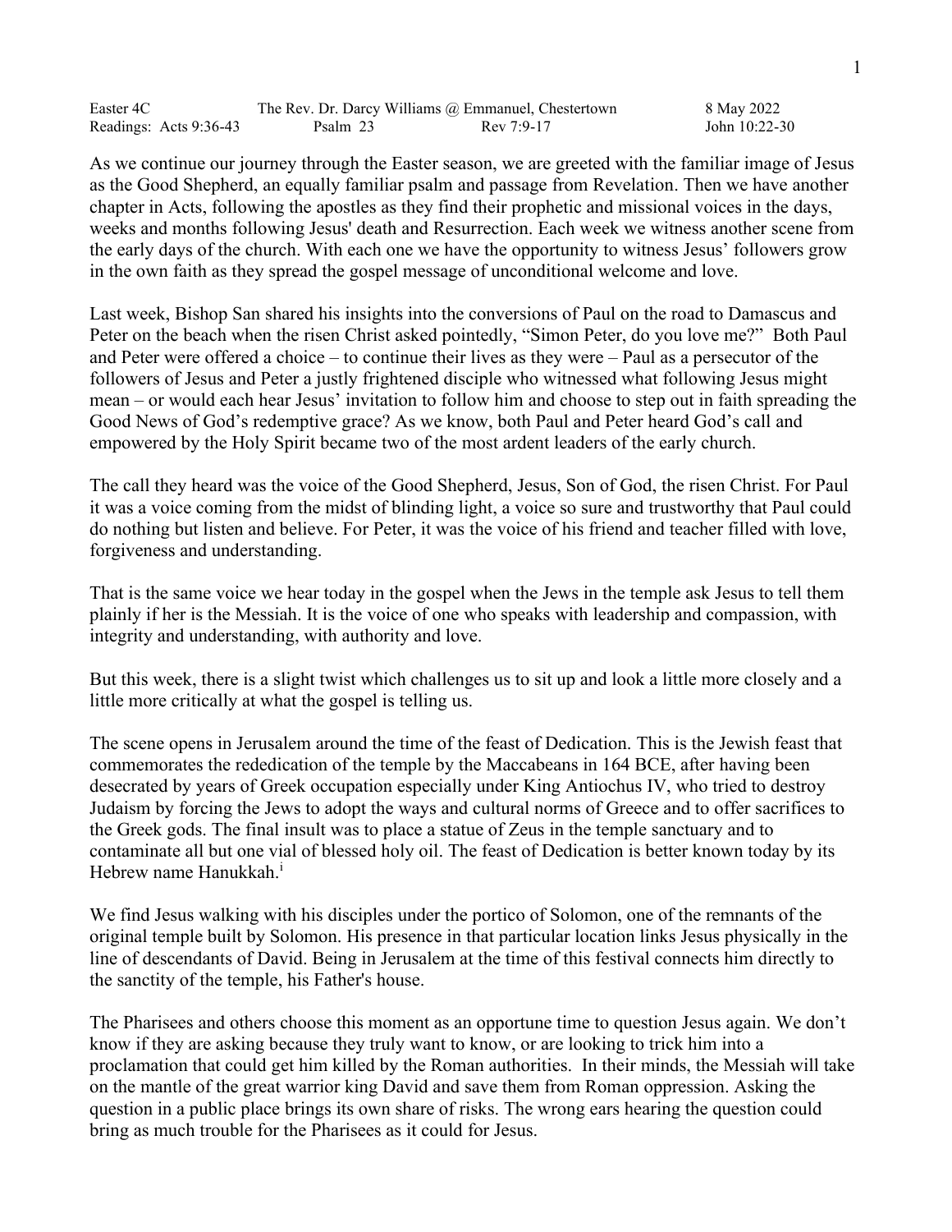| Easter 4C | The Rev. Dr. Darcy Williams @ Emmanuel, Chestertown | | 8 May 2022 |
|---|---|---|---|
| Readings: Acts 9:36-43 | Psalm 23 | Rev 7:9-17 | John 10:22-30 |

As we continue our journey through the Easter season, we are greeted with the familiar image of Jesus as the Good Shepherd, an equally familiar psalm and passage from Revelation. Then we have another chapter in Acts, following the apostles as they find their prophetic and missional voices in the days, weeks and months following Jesus' death and Resurrection. Each week we witness another scene from the early days of the church. With each one we have the opportunity to witness Jesus' followers grow in the own faith as they spread the gospel message of unconditional welcome and love.

Last week, Bishop San shared his insights into the conversions of Paul on the road to Damascus and Peter on the beach when the risen Christ asked pointedly, "Simon Peter, do you love me?" Both Paul and Peter were offered a choice – to continue their lives as they were – Paul as a persecutor of the followers of Jesus and Peter a justly frightened disciple who witnessed what following Jesus might mean – or would each hear Jesus' invitation to follow him and choose to step out in faith spreading the Good News of God's redemptive grace? As we know, both Paul and Peter heard God's call and empowered by the Holy Spirit became two of the most ardent leaders of the early church.

The call they heard was the voice of the Good Shepherd, Jesus, Son of God, the risen Christ. For Paul it was a voice coming from the midst of blinding light, a voice so sure and trustworthy that Paul could do nothing but listen and believe. For Peter, it was the voice of his friend and teacher filled with love, forgiveness and understanding.

That is the same voice we hear today in the gospel when the Jews in the temple ask Jesus to tell them plainly if her is the Messiah. It is the voice of one who speaks with leadership and compassion, with integrity and understanding, with authority and love.

But this week, there is a slight twist which challenges us to sit up and look a little more closely and a little more critically at what the gospel is telling us.

The scene opens in Jerusalem around the time of the feast of Dedication. This is the Jewish feast that commemorates the rededication of the temple by the Maccabeans in 164 BCE, after having been desecrated by years of Greek occupation especially under King Antiochus IV, who tried to destroy Judaism by forcing the Jews to adopt the ways and cultural norms of Greece and to offer sacrifices to the Greek gods. The final insult was to place a statue of Zeus in the temple sanctuary and to contaminate all but one vial of blessed holy oil. The feast of Dedication is better known today by its Hebrew name Hanukkah.[i]

We find Jesus walking with his disciples under the portico of Solomon, one of the remnants of the original temple built by Solomon. His presence in that particular location links Jesus physically in the line of descendants of David. Being in Jerusalem at the time of this festival connects him directly to the sanctity of the temple, his Father's house.

The Pharisees and others choose this moment as an opportune time to question Jesus again. We don't know if they are asking because they truly want to know, or are looking to trick him into a proclamation that could get him killed by the Roman authorities. In their minds, the Messiah will take on the mantle of the great warrior king David and save them from Roman oppression. Asking the question in a public place brings its own share of risks. The wrong ears hearing the question could bring as much trouble for the Pharisees as it could for Jesus.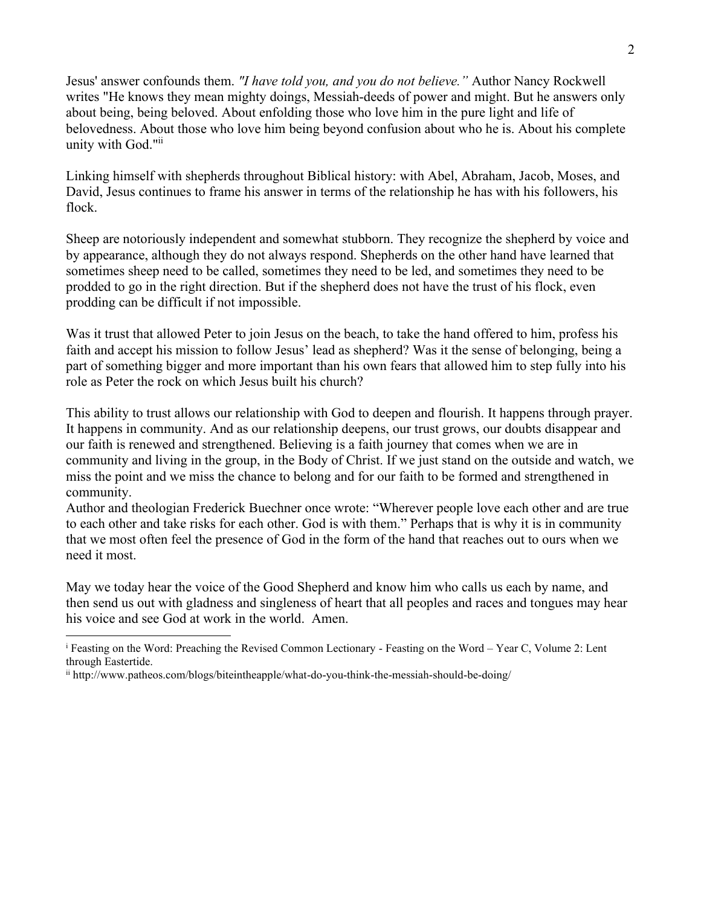Jesus' answer confounds them. *"I have told you, and you do not believe."* Author Nancy Rockwell writes "He knows they mean mighty doings, Messiah-deeds of power and might. But he answers only about being, being beloved. About enfolding those who love him in the pure light and life of belovedness. About those who love him being beyond confusion about who he is. About his complete unity with God."[ii]

Linking himself with shepherds throughout Biblical history: with Abel, Abraham, Jacob, Moses, and David, Jesus continues to frame his answer in terms of the relationship he has with his followers, his flock.

Sheep are notoriously independent and somewhat stubborn. They recognize the shepherd by voice and by appearance, although they do not always respond. Shepherds on the other hand have learned that sometimes sheep need to be called, sometimes they need to be led, and sometimes they need to be prodded to go in the right direction. But if the shepherd does not have the trust of his flock, even prodding can be difficult if not impossible.

Was it trust that allowed Peter to join Jesus on the beach, to take the hand offered to him, profess his faith and accept his mission to follow Jesus' lead as shepherd? Was it the sense of belonging, being a part of something bigger and more important than his own fears that allowed him to step fully into his role as Peter the rock on which Jesus built his church?

This ability to trust allows our relationship with God to deepen and flourish. It happens through prayer. It happens in community. And as our relationship deepens, our trust grows, our doubts disappear and our faith is renewed and strengthened. Believing is a faith journey that comes when we are in community and living in the group, in the Body of Christ. If we just stand on the outside and watch, we miss the point and we miss the chance to belong and for our faith to be formed and strengthened in community.

Author and theologian Frederick Buechner once wrote: "Wherever people love each other and are true to each other and take risks for each other. God is with them." Perhaps that is why it is in community that we most often feel the presence of God in the form of the hand that reaches out to ours when we need it most.

May we today hear the voice of the Good Shepherd and know him who calls us each by name, and then send us out with gladness and singleness of heart that all peoples and races and tongues may hear his voice and see God at work in the world. Amen.

---

[i] Feasting on the Word: Preaching the Revised Common Lectionary - Feasting on the Word – Year C, Volume 2: Lent through Eastertide.

[ii] http://www.patheos.com/blogs/biteintheapple/what-do-you-think-the-messiah-should-be-doing/